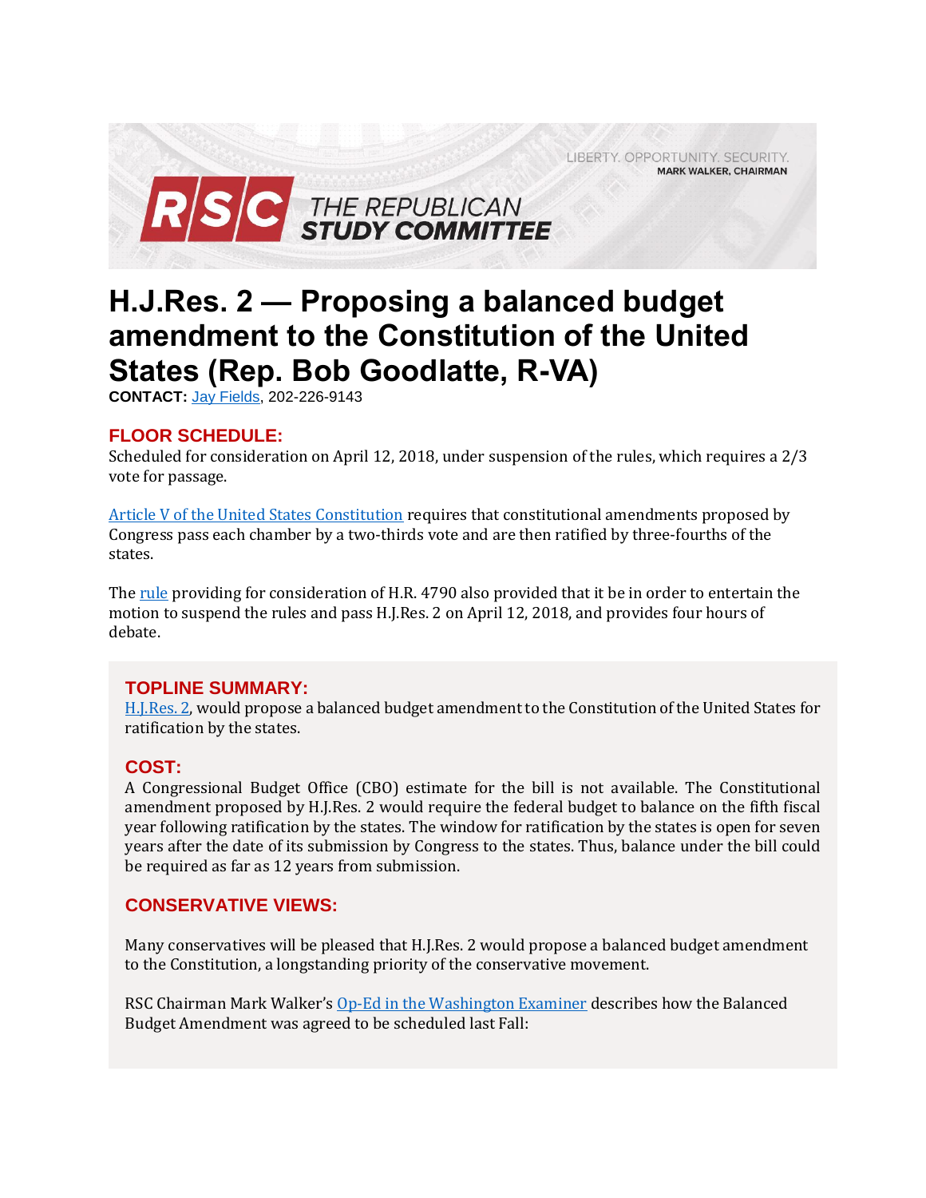LIBERTY. OPPORTUNITY. SECURITY.
MARK WALKER, CHAIRMAN

RSC THE REPUBLICAN STUDY COMMITTEE

# H.J.Res. 2 — Proposing a balanced budget amendment to the Constitution of the United States (Rep. Bob Goodlatte, R-VA)

**CONTACT:** Jay Fields, 202-226-9143

## FLOOR SCHEDULE:

Scheduled for consideration on April 12, 2018, under suspension of the rules, which requires a 2/3 vote for passage.

Article V of the United States Constitution requires that constitutional amendments proposed by Congress pass each chamber by a two-thirds vote and are then ratified by three-fourths of the states.

The rule providing for consideration of H.R. 4790 also provided that it be in order to entertain the motion to suspend the rules and pass H.J.Res. 2 on April 12, 2018, and provides four hours of debate.

## TOPLINE SUMMARY:

H.J.Res. 2, would propose a balanced budget amendment to the Constitution of the United States for ratification by the states.

## COST:

A Congressional Budget Office (CBO) estimate for the bill is not available. The Constitutional amendment proposed by H.J.Res. 2 would require the federal budget to balance on the fifth fiscal year following ratification by the states. The window for ratification by the states is open for seven years after the date of its submission by Congress to the states. Thus, balance under the bill could be required as far as 12 years from submission.

## CONSERVATIVE VIEWS:

Many conservatives will be pleased that H.J.Res. 2 would propose a balanced budget amendment to the Constitution, a longstanding priority of the conservative movement.

RSC Chairman Mark Walker's Op-Ed in the Washington Examiner describes how the Balanced Budget Amendment was agreed to be scheduled last Fall: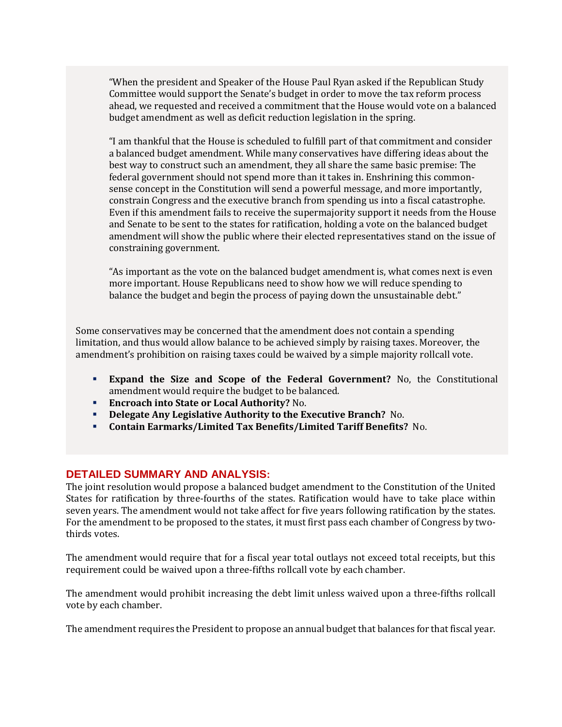> "When the president and Speaker of the House Paul Ryan asked if the Republican Study Committee would support the Senate's budget in order to move the tax reform process ahead, we requested and received a commitment that the House would vote on a balanced budget amendment as well as deficit reduction legislation in the spring.
>
> "I am thankful that the House is scheduled to fulfill part of that commitment and consider a balanced budget amendment. While many conservatives have differing ideas about the best way to construct such an amendment, they all share the same basic premise: The federal government should not spend more than it takes in. Enshrining this common-sense concept in the Constitution will send a powerful message, and more importantly, constrain Congress and the executive branch from spending us into a fiscal catastrophe. Even if this amendment fails to receive the supermajority support it needs from the House and Senate to be sent to the states for ratification, holding a vote on the balanced budget amendment will show the public where their elected representatives stand on the issue of constraining government.
>
> "As important as the vote on the balanced budget amendment is, what comes next is even more important. House Republicans need to show how we will reduce spending to balance the budget and begin the process of paying down the unsustainable debt."

Some conservatives may be concerned that the amendment does not contain a spending limitation, and thus would allow balance to be achieved simply by raising taxes. Moreover, the amendment's prohibition on raising taxes could be waived by a simple majority rollcall vote.

- **Expand the Size and Scope of the Federal Government?** No, the Constitutional amendment would require the budget to be balanced.
- **Encroach into State or Local Authority?** No.
- **Delegate Any Legislative Authority to the Executive Branch?** No.
- **Contain Earmarks/Limited Tax Benefits/Limited Tariff Benefits?** No.

## DETAILED SUMMARY AND ANALYSIS:

The joint resolution would propose a balanced budget amendment to the Constitution of the United States for ratification by three-fourths of the states. Ratification would have to take place within seven years. The amendment would not take affect for five years following ratification by the states. For the amendment to be proposed to the states, it must first pass each chamber of Congress by two-thirds votes.

The amendment would require that for a fiscal year total outlays not exceed total receipts, but this requirement could be waived upon a three-fifths rollcall vote by each chamber.

The amendment would prohibit increasing the debt limit unless waived upon a three-fifths rollcall vote by each chamber.

The amendment requires the President to propose an annual budget that balances for that fiscal year.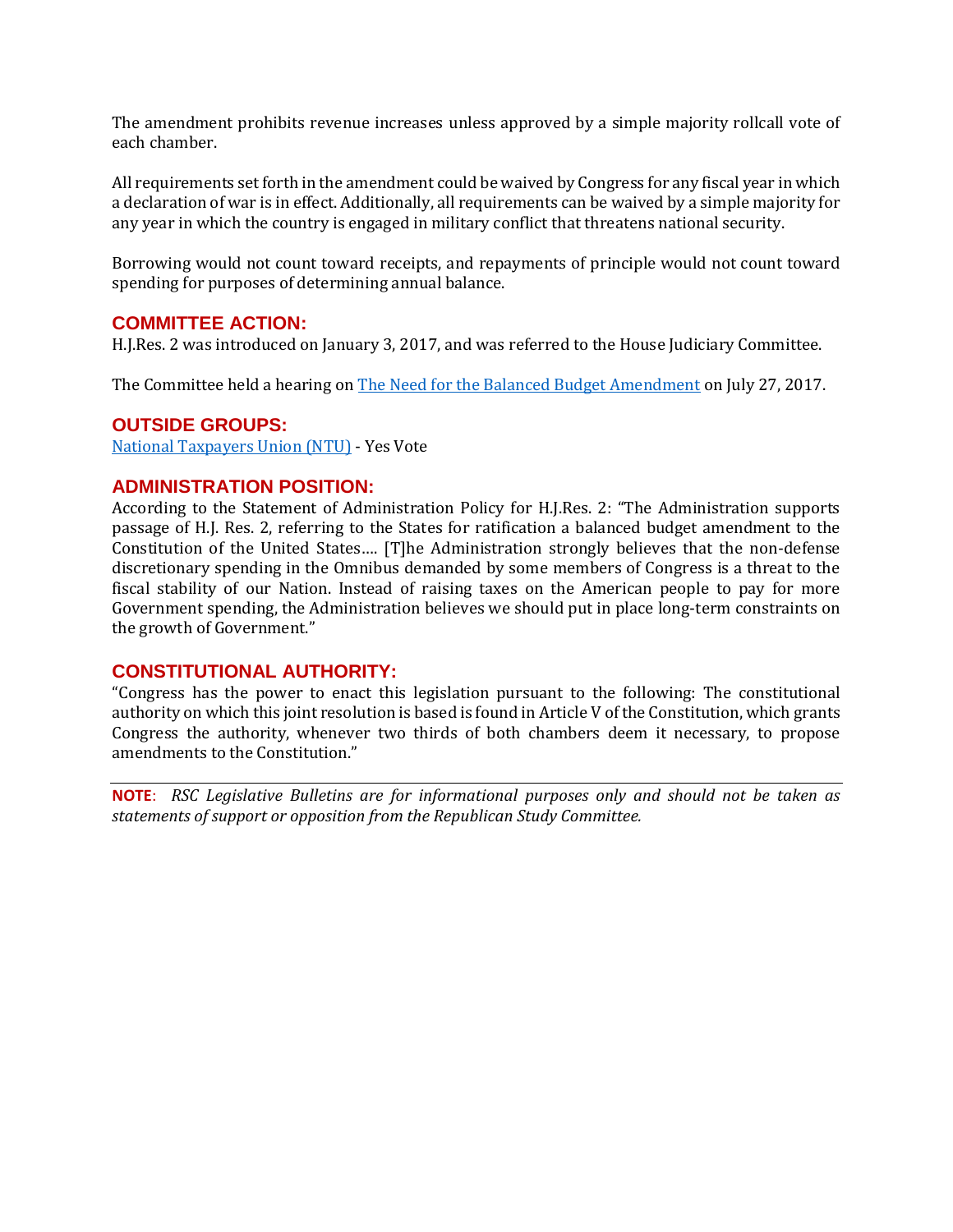The amendment prohibits revenue increases unless approved by a simple majority rollcall vote of each chamber.

All requirements set forth in the amendment could be waived by Congress for any fiscal year in which a declaration of war is in effect. Additionally, all requirements can be waived by a simple majority for any year in which the country is engaged in military conflict that threatens national security.

Borrowing would not count toward receipts, and repayments of principle would not count toward spending for purposes of determining annual balance.

## COMMITTEE ACTION:

H.J.Res. 2 was introduced on January 3, 2017, and was referred to the House Judiciary Committee.

The Committee held a hearing on [The Need for the Balanced Budget Amendment] on July 27, 2017.

## OUTSIDE GROUPS:

[National Taxpayers Union (NTU)] - Yes Vote

## ADMINISTRATION POSITION:

According to the Statement of Administration Policy for H.J.Res. 2: "The Administration supports passage of H.J. Res. 2, referring to the States for ratification a balanced budget amendment to the Constitution of the United States…. [T]he Administration strongly believes that the non-defense discretionary spending in the Omnibus demanded by some members of Congress is a threat to the fiscal stability of our Nation. Instead of raising taxes on the American people to pay for more Government spending, the Administration believes we should put in place long-term constraints on the growth of Government."

## CONSTITUTIONAL AUTHORITY:

"Congress has the power to enact this legislation pursuant to the following: The constitutional authority on which this joint resolution is based is found in Article V of the Constitution, which grants Congress the authority, whenever two thirds of both chambers deem it necessary, to propose amendments to the Constitution."

---

**NOTE**: *RSC Legislative Bulletins are for informational purposes only and should not be taken as statements of support or opposition from the Republican Study Committee.*